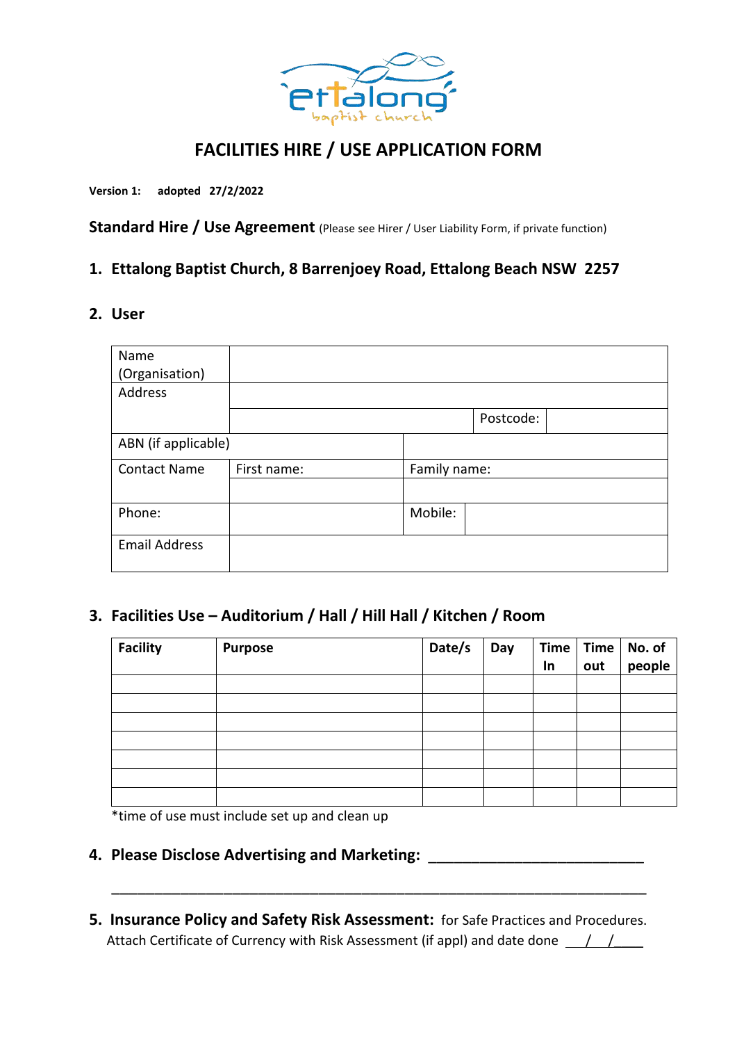ettalong baptist church

# FACILITIES HIRE / USE APPLICATION FORM

**Version 1: adopted 27/2/2022**

**Standard Hire / Use Agreement** (Please see Hirer / User Liability Form, if private function)

## 1. Ettalong Baptist Church, 8 Barrenjoey Road, Ettalong Beach NSW 2257

## 2. User

| Name (Organisation) | | | |
|---|---|---|---|
| Address | | | |
| | | Postcode: | |
| ABN (if applicable) | | | |
| Contact Name | First name: | Family name: | |
| | | | |
| Phone: | | Mobile: | |
| Email Address | | | |

## 3. Facilities Use – Auditorium / Hall / Hill Hall / Kitchen / Room

| Facility | Purpose | Date/s | Day | Time In | Time out | No. of people |
|---|---|---|---|---|---|---|
| | | | | | | |
| | | | | | | |
| | | | | | | |
| | | | | | | |
| | | | | | | |
| | | | | | | |
| | | | | | | |

*time of use must include set up and clean up

## 4. Please Disclose Advertising and Marketing: ___________________________

_____________________________________________________________________

## 5. Insurance Policy and Safety Risk Assessment: for Safe Practices and Procedures.

Attach Certificate of Currency with Risk Assessment (if appl) and date done ___/___/____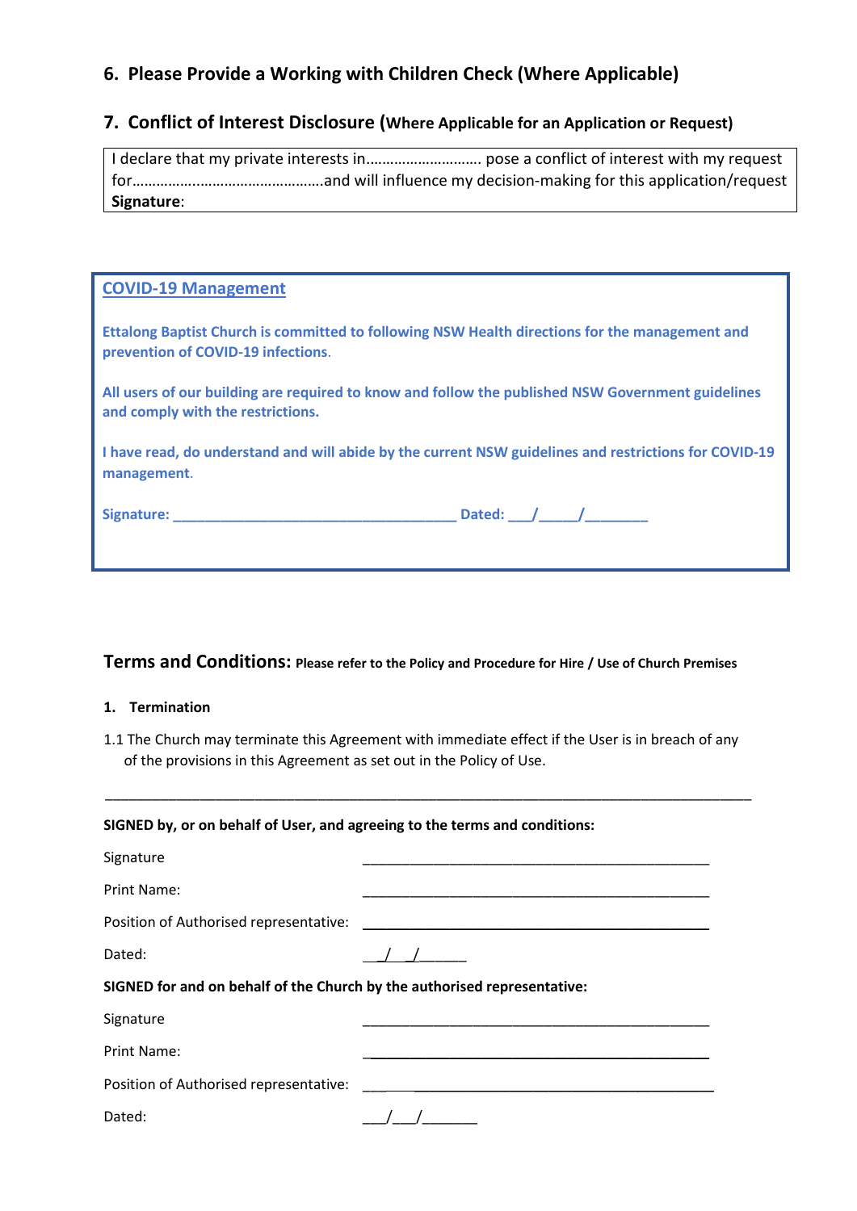## 6. Please Provide a Working with Children Check (Where Applicable)

## 7. Conflict of Interest Disclosure (Where Applicable for an Application or Request)

I declare that my private interests in………………………. pose a conflict of interest with my request for…………..…..…………………………and will influence my decision-making for this application/request
**Signature**:

**COVID-19 Management**

**Ettalong Baptist Church is committed to following NSW Health directions for the management and prevention of COVID-19 infections.**

**All users of our building are required to know and follow the published NSW Government guidelines and comply with the restrictions.**

**I have read, do understand and will abide by the current NSW guidelines and restrictions for COVID-19 management.**

**Signature: ____________________________________ Dated: ___/_____/________**

**Terms and Conditions:** **Please refer to the Policy and Procedure for Hire / Use of Church Premises**

**1. Termination**

1.1 The Church may terminate this Agreement with immediate effect if the User is in breach of any of the provisions in this Agreement as set out in the Policy of Use.

---

**SIGNED by, or on behalf of User, and agreeing to the terms and conditions:**

Signature ____________________________________________

Print Name: ____________________________________________

Position of Authorised representative: ____________________________________________

Dated: __/__/______

**SIGNED for and on behalf of the Church by the authorised representative:**

Signature ____________________________________________

Print Name: ____________________________________________

Position of Authorised representative: ____________________________________________

Dated: ___/___/_______